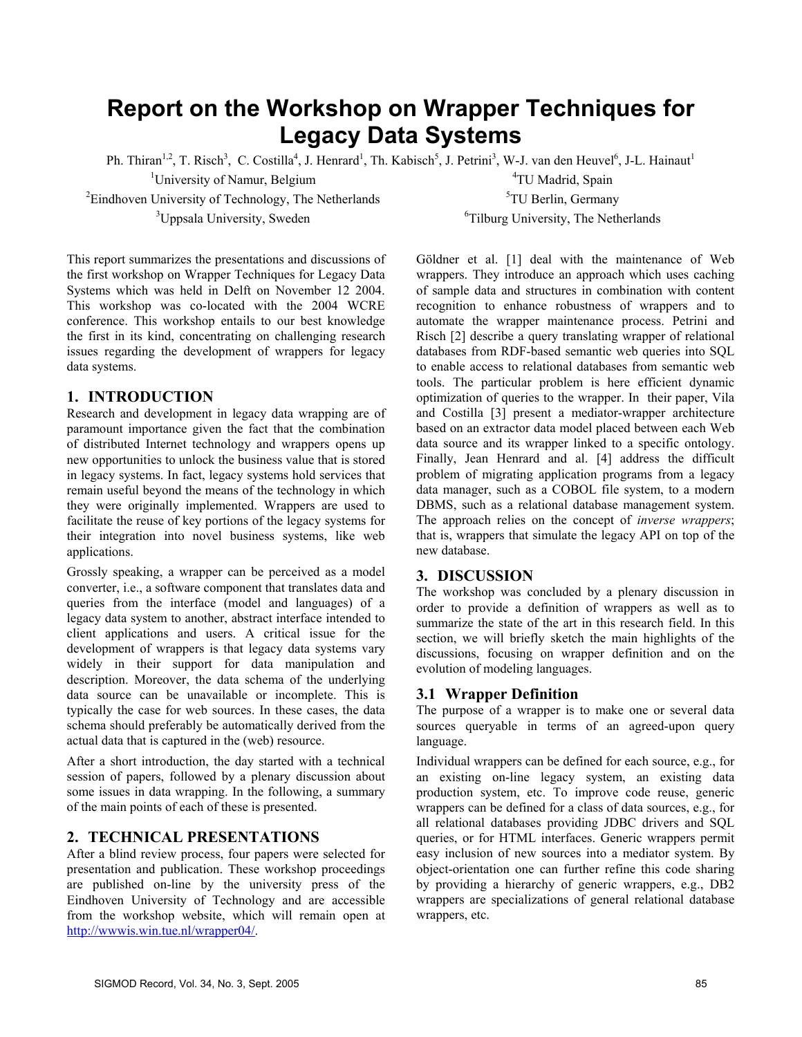# Report on the Workshop on Wrapper Techniques for Legacy Data Systems

Ph. Thiran[1,2], T. Risch[3], C. Costilla[4], J. Henrard[1], Th. Kabisch[5], J. Petrini[3], W-J. van den Heuvel[6], J-L. Hainaut[1]

[1]University of Namur, Belgium

[2]Eindhoven University of Technology, The Netherlands

[3]Uppsala University, Sweden

[4]TU Madrid, Spain

[5]TU Berlin, Germany

[6]Tilburg University, The Netherlands

This report summarizes the presentations and discussions of the first workshop on Wrapper Techniques for Legacy Data Systems which was held in Delft on November 12 2004. This workshop was co-located with the 2004 WCRE conference. This workshop entails to our best knowledge the first in its kind, concentrating on challenging research issues regarding the development of wrappers for legacy data systems.

## 1. INTRODUCTION

Research and development in legacy data wrapping are of paramount importance given the fact that the combination of distributed Internet technology and wrappers opens up new opportunities to unlock the business value that is stored in legacy systems. In fact, legacy systems hold services that remain useful beyond the means of the technology in which they were originally implemented. Wrappers are used to facilitate the reuse of key portions of the legacy systems for their integration into novel business systems, like web applications.

Grossly speaking, a wrapper can be perceived as a model converter, i.e., a software component that translates data and queries from the interface (model and languages) of a legacy data system to another, abstract interface intended to client applications and users. A critical issue for the development of wrappers is that legacy data systems vary widely in their support for data manipulation and description. Moreover, the data schema of the underlying data source can be unavailable or incomplete. This is typically the case for web sources. In these cases, the data schema should preferably be automatically derived from the actual data that is captured in the (web) resource.

After a short introduction, the day started with a technical session of papers, followed by a plenary discussion about some issues in data wrapping. In the following, a summary of the main points of each of these is presented.

## 2. TECHNICAL PRESENTATIONS

After a blind review process, four papers were selected for presentation and publication. These workshop proceedings are published on-line by the university press of the Eindhoven University of Technology and are accessible from the workshop website, which will remain open at http://wwwis.win.tue.nl/wrapper04/.

Göldner et al. [1] deal with the maintenance of Web wrappers. They introduce an approach which uses caching of sample data and structures in combination with content recognition to enhance robustness of wrappers and to automate the wrapper maintenance process. Petrini and Risch [2] describe a query translating wrapper of relational databases from RDF-based semantic web queries into SQL to enable access to relational databases from semantic web tools. The particular problem is here efficient dynamic optimization of queries to the wrapper. In their paper, Vila and Costilla [3] present a mediator-wrapper architecture based on an extractor data model placed between each Web data source and its wrapper linked to a specific ontology. Finally, Jean Henrard and al. [4] address the difficult problem of migrating application programs from a legacy data manager, such as a COBOL file system, to a modern DBMS, such as a relational database management system. The approach relies on the concept of *inverse wrappers*; that is, wrappers that simulate the legacy API on top of the new database.

## 3. DISCUSSION

The workshop was concluded by a plenary discussion in order to provide a definition of wrappers as well as to summarize the state of the art in this research field. In this section, we will briefly sketch the main highlights of the discussions, focusing on wrapper definition and on the evolution of modeling languages.

### 3.1 Wrapper Definition

The purpose of a wrapper is to make one or several data sources queryable in terms of an agreed-upon query language.

Individual wrappers can be defined for each source, e.g., for an existing on-line legacy system, an existing data production system, etc. To improve code reuse, generic wrappers can be defined for a class of data sources, e.g., for all relational databases providing JDBC drivers and SQL queries, or for HTML interfaces. Generic wrappers permit easy inclusion of new sources into a mediator system. By object-orientation one can further refine this code sharing by providing a hierarchy of generic wrappers, e.g., DB2 wrappers are specializations of general relational database wrappers, etc.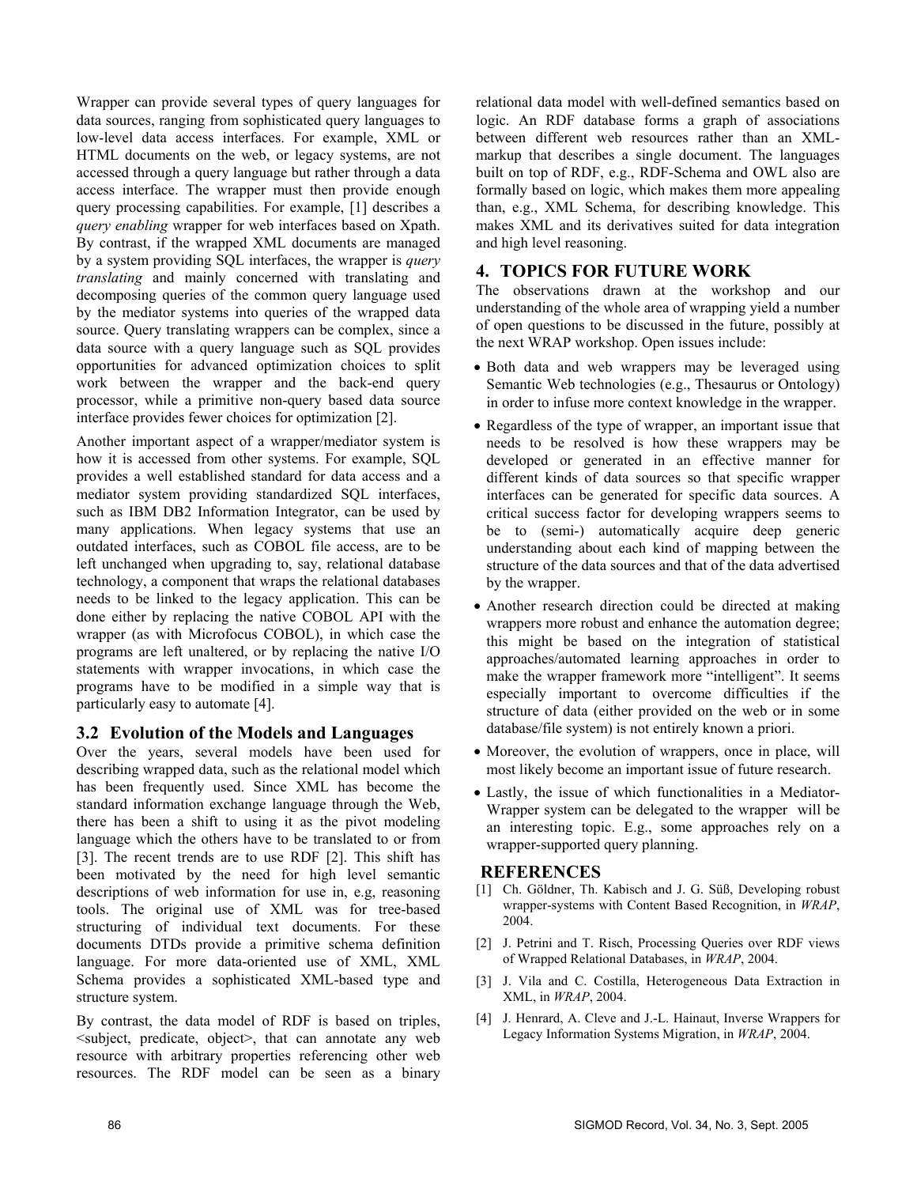Wrapper can provide several types of query languages for data sources, ranging from sophisticated query languages to low-level data access interfaces. For example, XML or HTML documents on the web, or legacy systems, are not accessed through a query language but rather through a data access interface. The wrapper must then provide enough query processing capabilities. For example, [1] describes a *query enabling* wrapper for web interfaces based on Xpath. By contrast, if the wrapped XML documents are managed by a system providing SQL interfaces, the wrapper is *query translating* and mainly concerned with translating and decomposing queries of the common query language used by the mediator systems into queries of the wrapped data source. Query translating wrappers can be complex, since a data source with a query language such as SQL provides opportunities for advanced optimization choices to split work between the wrapper and the back-end query processor, while a primitive non-query based data source interface provides fewer choices for optimization [2].

Another important aspect of a wrapper/mediator system is how it is accessed from other systems. For example, SQL provides a well established standard for data access and a mediator system providing standardized SQL interfaces, such as IBM DB2 Information Integrator, can be used by many applications. When legacy systems that use an outdated interfaces, such as COBOL file access, are to be left unchanged when upgrading to, say, relational database technology, a component that wraps the relational databases needs to be linked to the legacy application. This can be done either by replacing the native COBOL API with the wrapper (as with Microfocus COBOL), in which case the programs are left unaltered, or by replacing the native I/O statements with wrapper invocations, in which case the programs have to be modified in a simple way that is particularly easy to automate [4].

### 3.2 Evolution of the Models and Languages

Over the years, several models have been used for describing wrapped data, such as the relational model which has been frequently used. Since XML has become the standard information exchange language through the Web, there has been a shift to using it as the pivot modeling language which the others have to be translated to or from [3]. The recent trends are to use RDF [2]. This shift has been motivated by the need for high level semantic descriptions of web information for use in, e.g, reasoning tools. The original use of XML was for tree-based structuring of individual text documents. For these documents DTDs provide a primitive schema definition language. For more data-oriented use of XML, XML Schema provides a sophisticated XML-based type and structure system.

By contrast, the data model of RDF is based on triples, <subject, predicate, object>, that can annotate any web resource with arbitrary properties referencing other web resources. The RDF model can be seen as a binary relational data model with well-defined semantics based on logic. An RDF database forms a graph of associations between different web resources rather than an XML-markup that describes a single document. The languages built on top of RDF, e.g., RDF-Schema and OWL also are formally based on logic, which makes them more appealing than, e.g., XML Schema, for describing knowledge. This makes XML and its derivatives suited for data integration and high level reasoning.

## 4. TOPICS FOR FUTURE WORK

The observations drawn at the workshop and our understanding of the whole area of wrapping yield a number of open questions to be discussed in the future, possibly at the next WRAP workshop. Open issues include:

- Both data and web wrappers may be leveraged using Semantic Web technologies (e.g., Thesaurus or Ontology) in order to infuse more context knowledge in the wrapper.
- Regardless of the type of wrapper, an important issue that needs to be resolved is how these wrappers may be developed or generated in an effective manner for different kinds of data sources so that specific wrapper interfaces can be generated for specific data sources. A critical success factor for developing wrappers seems to be to (semi-) automatically acquire deep generic understanding about each kind of mapping between the structure of the data sources and that of the data advertised by the wrapper.
- Another research direction could be directed at making wrappers more robust and enhance the automation degree; this might be based on the integration of statistical approaches/automated learning approaches in order to make the wrapper framework more "intelligent". It seems especially important to overcome difficulties if the structure of data (either provided on the web or in some database/file system) is not entirely known a priori.
- Moreover, the evolution of wrappers, once in place, will most likely become an important issue of future research.
- Lastly, the issue of which functionalities in a Mediator-Wrapper system can be delegated to the wrapper will be an interesting topic. E.g., some approaches rely on a wrapper-supported query planning.

## REFERENCES

[1] Ch. Göldner, Th. Kabisch and J. G. Süß, Developing robust wrapper-systems with Content Based Recognition, in *WRAP*, 2004.

[2] J. Petrini and T. Risch, Processing Queries over RDF views of Wrapped Relational Databases, in *WRAP*, 2004.

[3] J. Vila and C. Costilla, Heterogeneous Data Extraction in XML, in *WRAP*, 2004.

[4] J. Henrard, A. Cleve and J.-L. Hainaut, Inverse Wrappers for Legacy Information Systems Migration, in *WRAP*, 2004.